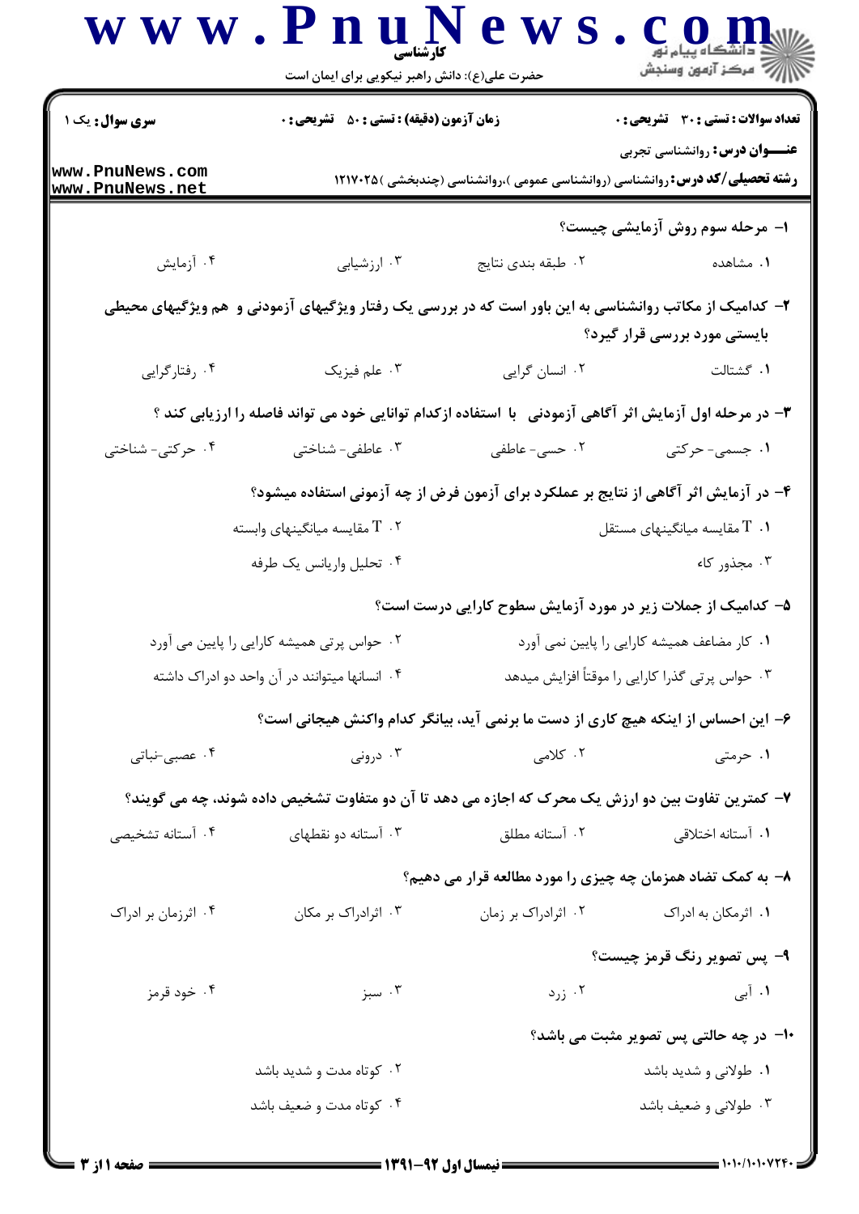سری سؤال: یک ۱ | زمان آزمون (دقیقه): تستی: ۵۰ تشریحی: ۰ | تعداد سوالات: تستی: ۳۰ تشریحی: ۰

**عنـــوان درس:** روانشناسی تجربی

**رشته تحصیلی/کد درس:** روانشناسی (روانشناسی عمومی )،روانشناسی (چندبخشی )۱۲۱۷۰۲۵

**۱- مرحله سوم روش آزمایشی چیست؟**

۱. مشاهده
۲. طبقه بندی نتایج
۳. ارزشیابی
۴. آزمایش

**۲- کدامیک از مکاتب روانشناسی به این باور است که در بررسی یک رفتار ویژگیهای آزمودنی و هم ویژگیهای محیطی بایستی مورد بررسی قرار گیرد؟**

۱. گشتالت
۲. انسان گرایی
۳. علم فیزیک
۴. رفتارگرایی

**۳- در مرحله اول آزمایش اثر آگاهی آزمودنی با استفاده ازکدام توانایی خود می تواند فاصله را ارزیابی کند ؟**

۱. جسمی- حرکتی
۲. حسی- عاطفی
۳. عاطفی- شناختی
۴. حرکتی- شناختی

**۴- در آزمایش اثر آگاهی از نتایج بر عملکرد برای آزمون فرض از چه آزمونی استفاده میشود؟**

۱. T مقایسه میانگینهای مستقل
۲. T مقایسه میانگینهای وابسته
۳. مجذور کاء
۴. تحلیل واریانس یک طرفه

**۵- کدامیک از جملات زیر در مورد آزمایش سطوح کارایی درست است؟**

۱. کار مضاعف همیشه کارایی را پایین نمی آورد
۲. حواس پرتی همیشه کارایی را پایین می آورد
۳. حواس پرتی گذرا کارایی را موقتاً افزایش میدهد
۴. انسانها میتوانند در آن واحد دو ادراک داشته

**۶- این احساس از اینکه هیچ کاری از دست ما برنمی آید، بیانگر کدام واکنش هیجانی است؟**

۱. حرمتی
۲. کلامی
۳. درونی
۴. عصبی-نباتی

**۷- کمترین تفاوت بین دو ارزش یک محرک که اجازه می دهد تا آن دو متفاوت تشخیص داده شوند، چه می گویند؟**

۱. آستانه اختلاقی
۲. آستانه مطلق
۳. آستانه دو نقطهای
۴. آستانه تشخیصی

**۸- به کمک تضاد همزمان چه چیزی را مورد مطالعه قرار می دهیم؟**

۱. اثرمکان به ادراک
۲. اثرادراک بر زمان
۳. اثرادراک بر مکان
۴. اثرزمان بر ادراک

**۹- پس تصویر رنگ قرمز چیست؟**

۱. آبی
۲. زرد
۳. سبز
۴. خود قرمز

**۱۰- در چه حالتی پس تصویر مثبت می باشد؟**

۱. طولانی و شدید باشد
۲. کوتاه مدت و شدید باشد
۳. طولانی و ضعیف باشد
۴. کوتاه مدت و ضعیف باشد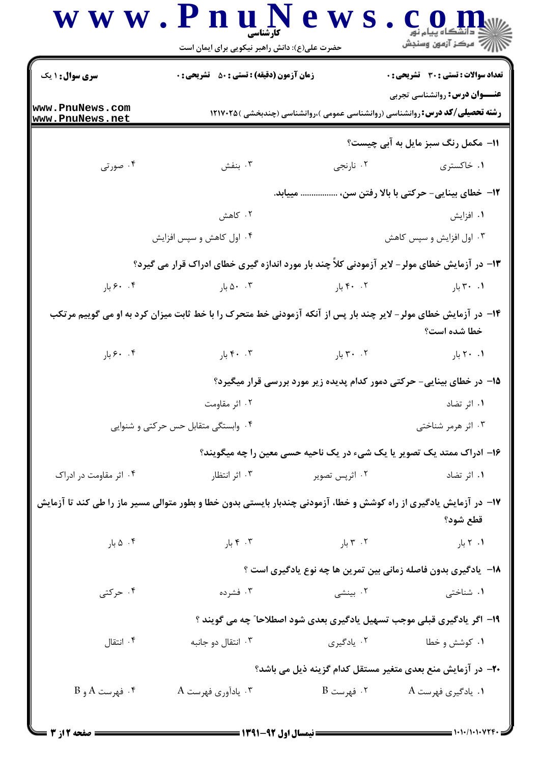**سری سوال:** ۱ یک | **زمان آزمون (دقیقه):** تستی : ۵۰ تشریحی : ۰ | **تعداد سوالات:** تستی : ۳۰ تشریحی : ۰

**عنـــوان درس:** روانشناسی تجربی

**رشته تحصیلی/کد درس:** روانشناسی (روانشناسی عمومی )،روانشناسی (چندبخشی )۱۲۱۷۰۲۵

۱۱- مکمل رنگ سبز مایل به آبی چیست؟

۱. خاکستری ۲. نارنجی ۳. بنفش ۴. صورتی

۱۲- خطای بینایی- حرکتی با بالا رفتن سن، ................. مییابد.

۱. افزایش ۲. کاهش ۳. اول افزایش و سپس کاهش ۴. اول کاهش و سپس افزایش

۱۳- در آزمایش خطای مولر- لایر آزمودنی کلاً چند بار مورد اندازه گیری خطای ادراک قرار می گیرد؟

۱. ۳۰ بار ۲. ۴۰ بار ۳. ۵۰ بار ۴. ۶۰ بار

۱۴- در آزمایش خطای مولر- لایر چند بار پس از آنکه آزمودنی خط متحرک را با خط ثابت میزان کرد به او می گوییم مرتکب خطا شده است؟

۱. ۲۰ بار ۲. ۳۰ بار ۳. ۴۰ بار ۴. ۶۰ بار

۱۵- در خطای بینایی- حرکتی دمور کدام پدیده زیر مورد بررسی قرار میگیرد؟

۱. اثر تضاد ۲. اثر مقاومت ۳. اثر هرمر شناختی ۴. وابستگی متقابل حس حرکتی و شنوایی

۱۶- ادراک ممتد یک تصویر یا یک شیء در یک ناحیه حسی معین را چه میگویند؟

۱. اثر تضاد ۲. اثرپس تصویر ۳. اثر انتظار ۴. اثر مقاومت در ادراک

۱۷- در آزمایش یادگیری از راه کوشش و خطا، آزمودنی چندبار بایستی بدون خطا و بطور متوالی مسیر ماز را طی کند تا آزمایش قطع شود؟

۱. ۲ بار ۲. ۳ بار ۳. ۴ بار ۴. ۵ بار

۱۸- یادگیری بدون فاصله زمانی بین تمرین ها چه نوع یادگیری است ؟

۱. شناختی ۲. بینشی ۳. فشرده ۴. حرکتی

۱۹- اگر یادگیری قبلی موجب تسهیل یادگیری بعدی شود اصطلاحا" چه می گویند ؟

۱. کوشش و خطا ۲. یادگیری ۳. انتقال دو جانبه ۴. انتقال

۲۰- در آزمایش منع بعدی متغیر مستقل کدام گزینه ذیل می باشد؟

۱. یادگیری فهرست A ۲. فهرست B ۳. یادآوری فهرست A ۴. فهرست A و B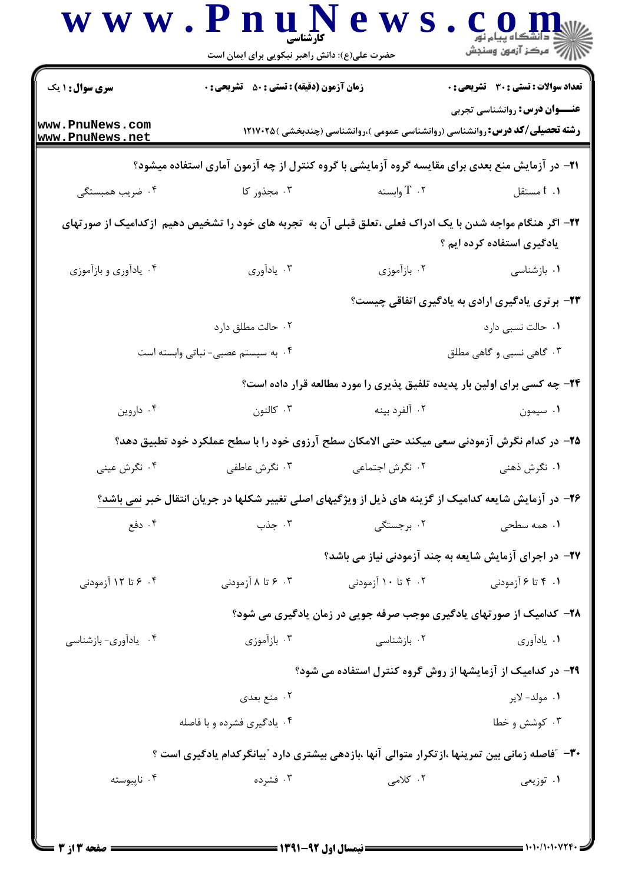**سری سوال:** ۱ یک

**زمان آزمون (دقیقه) : تستی : ۵۰ تشریحی : ۰**

**تعداد سوالات : تستی : ۳۰ تشریحی : ۰**

**عنـــوان درس:** روانشناسی تجربی

**رشته تحصیلی/کد درس:** روانشناسی (روانشناسی عمومی )،روانشناسی (چندبخشی )۱۲۱۷۰۲۵

**۲۱- در آزمایش منع بعدی برای مقایسه گروه آزمایشی با گروه کنترل از چه آزمون آماری استفاده میشود؟**

۱. t مستقل
۲. T وابسته
۳. مجذور کا
۴. ضریب همبستگی

**۲۲- اگر هنگام مواجه شدن با یک ادراک فعلی ،تعلق قبلی آن به تجربه های خود را تشخیص دهیم ازکدامیک از صورتهای یادگیری استفاده کرده ایم ؟**

۱. بازشناسی
۲. بازآموزی
۳. یادآوری
۴. یادآوری و بازآموزی

**۲۳- برتری یادگیری ارادی به یادگیری اتفاقی چیست؟**

۱. حالت نسبی دارد
۲. حالت مطلق دارد
۳. گاهی نسبی و گاهی مطلق
۴. به سیستم عصبی- نباتی وابسته است

**۲۴- چه کسی برای اولین بار پدیده تلفیق پذیری را مورد مطالعه قرار داده است؟**

۱. سیمون
۲. آلفرد بینه
۳. کالنون
۴. داروین

**۲۵- در کدام نگرش آزمودنی سعی میکند حتی الامکان سطح آرزوی خود را با سطح عملکرد خود تطبیق دهد؟**

۱. نگرش ذهنی
۲. نگرش اجتماعی
۳. نگرش عاطفی
۴. نگرش عینی

**۲۶- در آزمایش شایعه کدامیک از گزینه های ذیل از ویژگیهای اصلی تغییر شکلها در جریان انتقال خبر نمی باشد؟**

۱. همه سطحی
۲. برجستگی
۳. جذب
۴. دفع

**۲۷- در اجرای آزمایش شایعه به چند آزمودنی نیاز می باشد؟**

۱. ۴ تا ۶ آزمودنی
۲. ۴ تا ۱۰ آزمودنی
۳. ۶ تا ۸ آزمودنی
۴. ۶ تا ۱۲ آزمودنی

**۲۸- کدامیک از صورتهای یادگیری موجب صرفه جویی در زمان یادگیری می شود؟**

۱. یادآوری
۲. بازشناسی
۳. بازآموزی
۴. یادآوری- بازشناسی

**۲۹- در کدامیک از آزمایشها از روش گروه کنترل استفاده می شود؟**

۱. مولد- لایر
۲. منع بعدی
۳. کوشش و خطا
۴. یادگیری فشرده و با فاصله

**۳۰- "فاصله زمانی بین تمرینها ،ازتکرار متوالی آنها ،بازدهی بیشتری دارد "بیانگرکدام یادگیری است ؟**

۱. توزیعی
۲. کلامی
۳. فشرده
۴. ناپیوسته